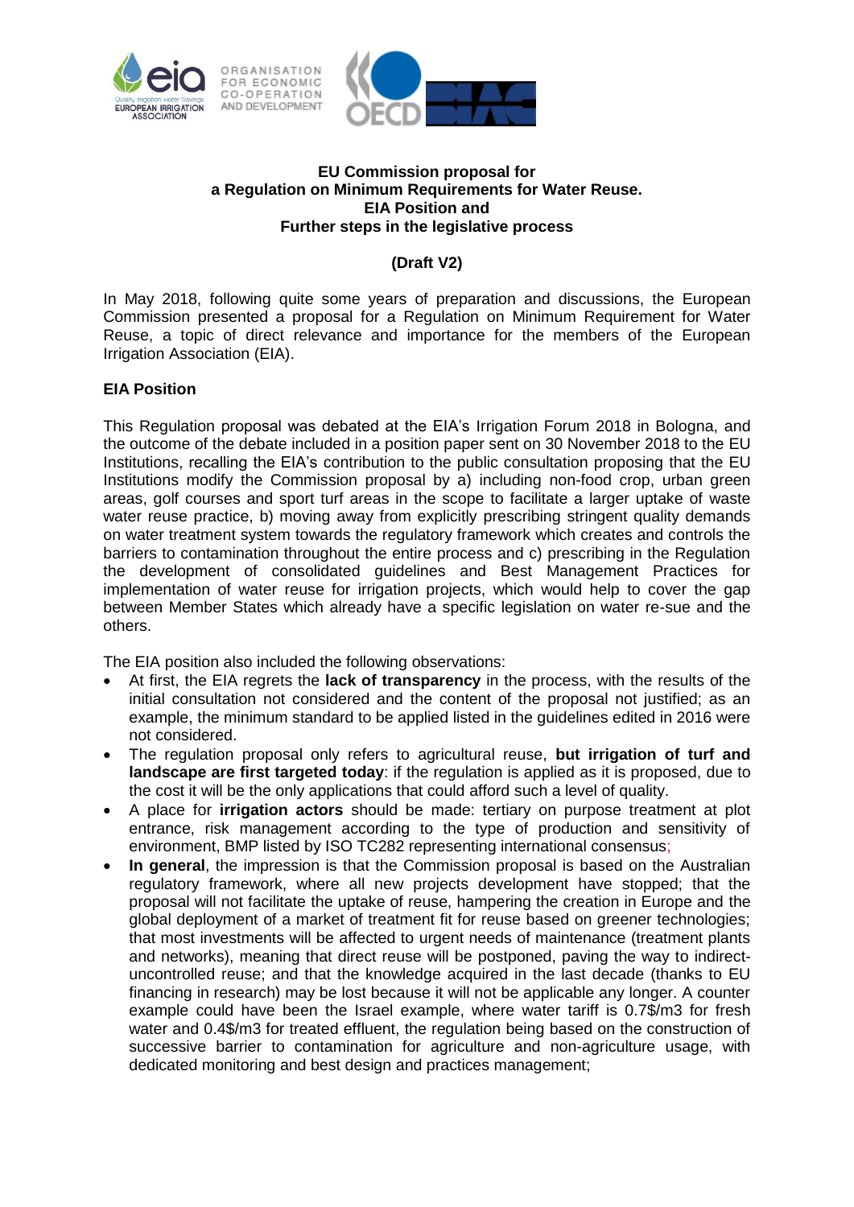**EU Commission proposal for**
**a Regulation on Minimum Requirements for Water Reuse.**
**EIA Position and**
**Further steps in the legislative process**

**(Draft V2)**

In May 2018, following quite some years of preparation and discussions, the European Commission presented a proposal for a Regulation on Minimum Requirement for Water Reuse, a topic of direct relevance and importance for the members of the European Irrigation Association (EIA).

## EIA Position

This Regulation proposal was debated at the EIA's Irrigation Forum 2018 in Bologna, and the outcome of the debate included in a position paper sent on 30 November 2018 to the EU Institutions, recalling the EIA's contribution to the public consultation proposing that the EU Institutions modify the Commission proposal by a) including non-food crop, urban green areas, golf courses and sport turf areas in the scope to facilitate a larger uptake of waste water reuse practice, b) moving away from explicitly prescribing stringent quality demands on water treatment system towards the regulatory framework which creates and controls the barriers to contamination throughout the entire process and c) prescribing in the Regulation the development of consolidated guidelines and Best Management Practices for implementation of water reuse for irrigation projects, which would help to cover the gap between Member States which already have a specific legislation on water re-sue and the others.

The EIA position also included the following observations:

- At first, the EIA regrets the **lack of transparency** in the process, with the results of the initial consultation not considered and the content of the proposal not justified; as an example, the minimum standard to be applied listed in the guidelines edited in 2016 were not considered.
- The regulation proposal only refers to agricultural reuse, **but irrigation of turf and landscape are first targeted today**: if the regulation is applied as it is proposed, due to the cost it will be the only applications that could afford such a level of quality.
- A place for **irrigation actors** should be made: tertiary on purpose treatment at plot entrance, risk management according to the type of production and sensitivity of environment, BMP listed by ISO TC282 representing international consensus;
- **In general**, the impression is that the Commission proposal is based on the Australian regulatory framework, where all new projects development have stopped; that the proposal will not facilitate the uptake of reuse, hampering the creation in Europe and the global deployment of a market of treatment fit for reuse based on greener technologies; that most investments will be affected to urgent needs of maintenance (treatment plants and networks), meaning that direct reuse will be postponed, paving the way to indirect-uncontrolled reuse; and that the knowledge acquired in the last decade (thanks to EU financing in research) may be lost because it will not be applicable any longer. A counter example could have been the Israel example, where water tariff is 0.7$/m3 for fresh water and 0.4$/m3 for treated effluent, the regulation being based on the construction of successive barrier to contamination for agriculture and non-agriculture usage, with dedicated monitoring and best design and practices management;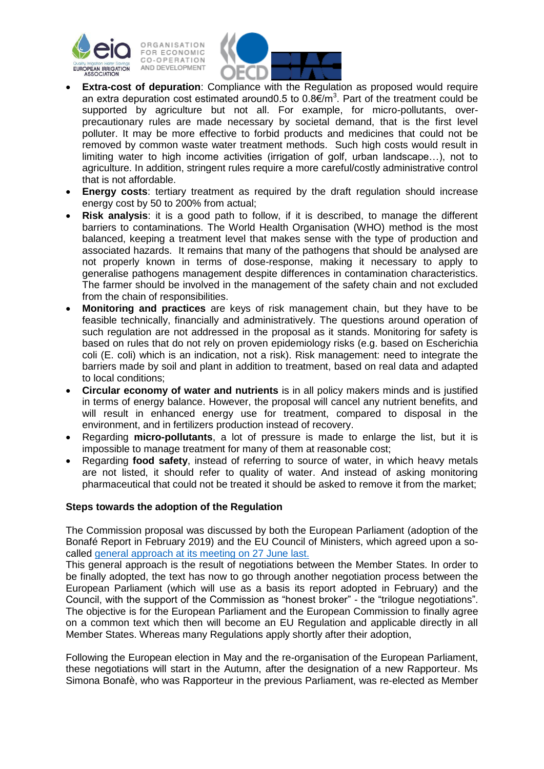- **Extra-cost of depuration**: Compliance with the Regulation as proposed would require an extra depuration cost estimated around0.5 to 0.8€/$m^3$. Part of the treatment could be supported by agriculture but not all. For example, for micro-pollutants, over-precautionary rules are made necessary by societal demand, that is the first level polluter. It may be more effective to forbid products and medicines that could not be removed by common waste water treatment methods. Such high costs would result in limiting water to high income activities (irrigation of golf, urban landscape…), not to agriculture. In addition, stringent rules require a more careful/costly administrative control that is not affordable.
- **Energy costs**: tertiary treatment as required by the draft regulation should increase energy cost by 50 to 200% from actual;
- **Risk analysis**: it is a good path to follow, if it is described, to manage the different barriers to contaminations. The World Health Organisation (WHO) method is the most balanced, keeping a treatment level that makes sense with the type of production and associated hazards. It remains that many of the pathogens that should be analysed are not properly known in terms of dose-response, making it necessary to apply to generalise pathogens management despite differences in contamination characteristics. The farmer should be involved in the management of the safety chain and not excluded from the chain of responsibilities.
- **Monitoring and practices** are keys of risk management chain, but they have to be feasible technically, financially and administratively. The questions around operation of such regulation are not addressed in the proposal as it stands. Monitoring for safety is based on rules that do not rely on proven epidemiology risks (e.g. based on Escherichia coli (E. coli) which is an indication, not a risk). Risk management: need to integrate the barriers made by soil and plant in addition to treatment, based on real data and adapted to local conditions;
- **Circular economy of water and nutrients** is in all policy makers minds and is justified in terms of energy balance. However, the proposal will cancel any nutrient benefits, and will result in enhanced energy use for treatment, compared to disposal in the environment, and in fertilizers production instead of recovery.
- Regarding **micro-pollutants**, a lot of pressure is made to enlarge the list, but it is impossible to manage treatment for many of them at reasonable cost;
- Regarding **food safety**, instead of referring to source of water, in which heavy metals are not listed, it should refer to quality of water. And instead of asking monitoring pharmaceutical that could not be treated it should be asked to remove it from the market;

**Steps towards the adoption of the Regulation**

The Commission proposal was discussed by both the European Parliament (adoption of the Bonafé Report in February 2019) and the EU Council of Ministers, which agreed upon a so-called [general approach at its meeting on 27 June last.](#)

This general approach is the result of negotiations between the Member States. In order to be finally adopted, the text has now to go through another negotiation process between the European Parliament (which will use as a basis its report adopted in February) and the Council, with the support of the Commission as "honest broker" - the "trilogue negotiations". The objective is for the European Parliament and the European Commission to finally agree on a common text which then will become an EU Regulation and applicable directly in all Member States. Whereas many Regulations apply shortly after their adoption,

Following the European election in May and the re-organisation of the European Parliament, these negotiations will start in the Autumn, after the designation of a new Rapporteur. Ms Simona Bonafè, who was Rapporteur in the previous Parliament, was re-elected as Member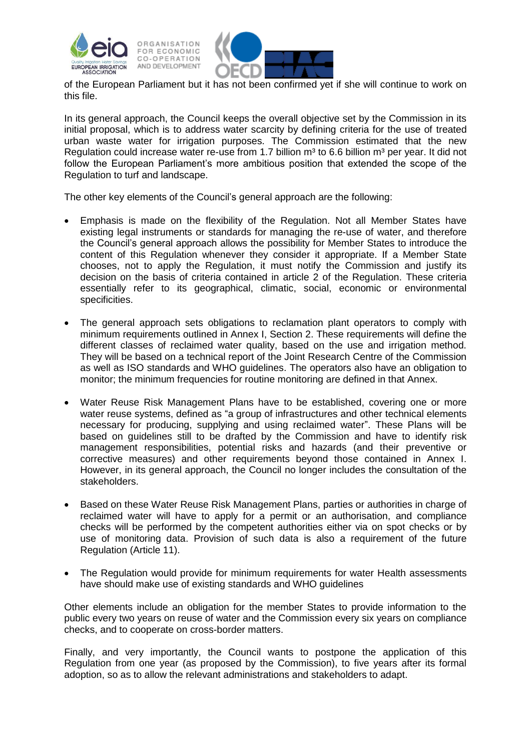of the European Parliament but it has not been confirmed yet if she will continue to work on this file.

In its general approach, the Council keeps the overall objective set by the Commission in its initial proposal, which is to address water scarcity by defining criteria for the use of treated urban waste water for irrigation purposes. The Commission estimated that the new Regulation could increase water re-use from 1.7 billion m³ to 6.6 billion m³ per year. It did not follow the European Parliament's more ambitious position that extended the scope of the Regulation to turf and landscape.

The other key elements of the Council's general approach are the following:

- Emphasis is made on the flexibility of the Regulation. Not all Member States have existing legal instruments or standards for managing the re-use of water, and therefore the Council's general approach allows the possibility for Member States to introduce the content of this Regulation whenever they consider it appropriate. If a Member State chooses, not to apply the Regulation, it must notify the Commission and justify its decision on the basis of criteria contained in article 2 of the Regulation. These criteria essentially refer to its geographical, climatic, social, economic or environmental specificities.

- The general approach sets obligations to reclamation plant operators to comply with minimum requirements outlined in Annex I, Section 2. These requirements will define the different classes of reclaimed water quality, based on the use and irrigation method. They will be based on a technical report of the Joint Research Centre of the Commission as well as ISO standards and WHO guidelines. The operators also have an obligation to monitor; the minimum frequencies for routine monitoring are defined in that Annex.

- Water Reuse Risk Management Plans have to be established, covering one or more water reuse systems, defined as "a group of infrastructures and other technical elements necessary for producing, supplying and using reclaimed water". These Plans will be based on guidelines still to be drafted by the Commission and have to identify risk management responsibilities, potential risks and hazards (and their preventive or corrective measures) and other requirements beyond those contained in Annex I. However, in its general approach, the Council no longer includes the consultation of the stakeholders.

- Based on these Water Reuse Risk Management Plans, parties or authorities in charge of reclaimed water will have to apply for a permit or an authorisation, and compliance checks will be performed by the competent authorities either via on spot checks or by use of monitoring data. Provision of such data is also a requirement of the future Regulation (Article 11).

- The Regulation would provide for minimum requirements for water Health assessments have should make use of existing standards and WHO guidelines

Other elements include an obligation for the member States to provide information to the public every two years on reuse of water and the Commission every six years on compliance checks, and to cooperate on cross-border matters.

Finally, and very importantly, the Council wants to postpone the application of this Regulation from one year (as proposed by the Commission), to five years after its formal adoption, so as to allow the relevant administrations and stakeholders to adapt.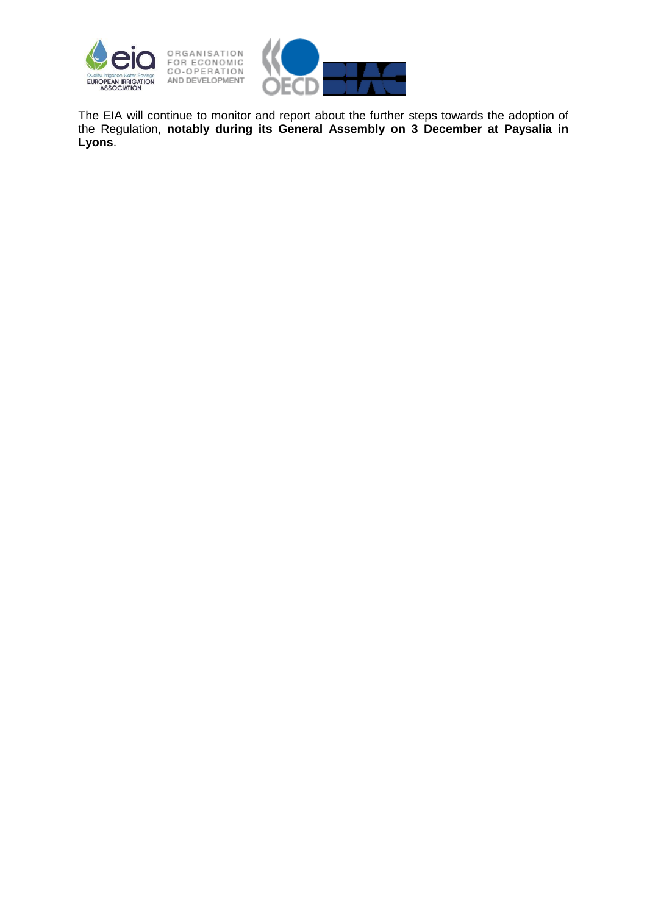The EIA will continue to monitor and report about the further steps towards the adoption of the Regulation, **notably during its General Assembly on 3 December at Paysalia in Lyons**.